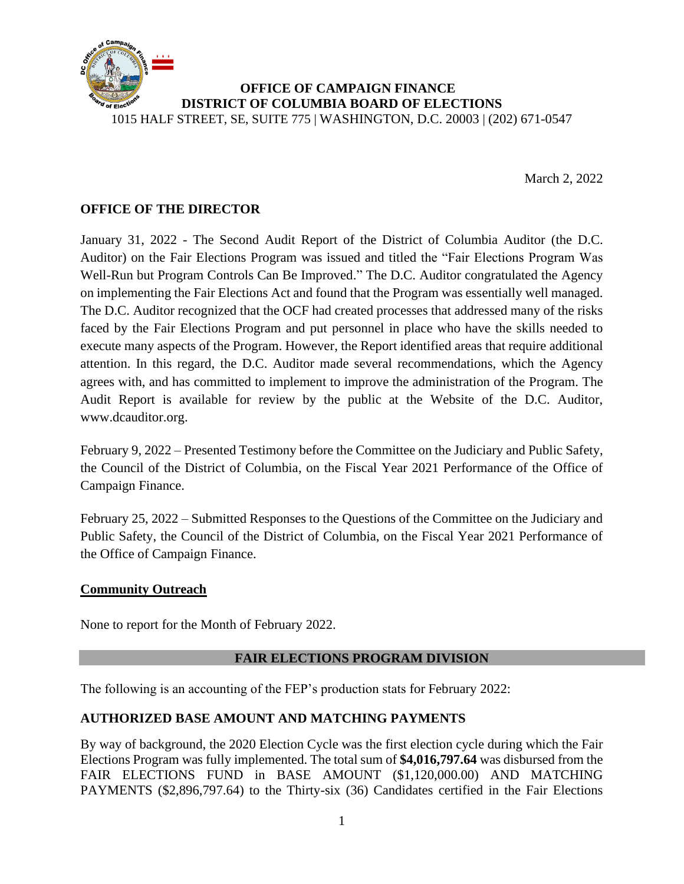**OFFICE OF CAMPAIGN FINANCE**
**DISTRICT OF COLUMBIA BOARD OF ELECTIONS**
1015 HALF STREET, SE, SUITE 775 | WASHINGTON, D.C. 20003 | (202) 671-0547

March 2, 2022

## OFFICE OF THE DIRECTOR

January 31, 2022 - The Second Audit Report of the District of Columbia Auditor (the D.C. Auditor) on the Fair Elections Program was issued and titled the "Fair Elections Program Was Well-Run but Program Controls Can Be Improved." The D.C. Auditor congratulated the Agency on implementing the Fair Elections Act and found that the Program was essentially well managed. The D.C. Auditor recognized that the OCF had created processes that addressed many of the risks faced by the Fair Elections Program and put personnel in place who have the skills needed to execute many aspects of the Program. However, the Report identified areas that require additional attention. In this regard, the D.C. Auditor made several recommendations, which the Agency agrees with, and has committed to implement to improve the administration of the Program. The Audit Report is available for review by the public at the Website of the D.C. Auditor, www.dcauditor.org.

February 9, 2022 – Presented Testimony before the Committee on the Judiciary and Public Safety, the Council of the District of Columbia, on the Fiscal Year 2021 Performance of the Office of Campaign Finance.

February 25, 2022 – Submitted Responses to the Questions of the Committee on the Judiciary and Public Safety, the Council of the District of Columbia, on the Fiscal Year 2021 Performance of the Office of Campaign Finance.

### Community Outreach

None to report for the Month of February 2022.

## FAIR ELECTIONS PROGRAM DIVISION

The following is an accounting of the FEP's production stats for February 2022:

### AUTHORIZED BASE AMOUNT AND MATCHING PAYMENTS

By way of background, the 2020 Election Cycle was the first election cycle during which the Fair Elections Program was fully implemented. The total sum of **$4,016,797.64** was disbursed from the FAIR ELECTIONS FUND in BASE AMOUNT ($1,120,000.00) AND MATCHING PAYMENTS ($2,896,797.64) to the Thirty-six (36) Candidates certified in the Fair Elections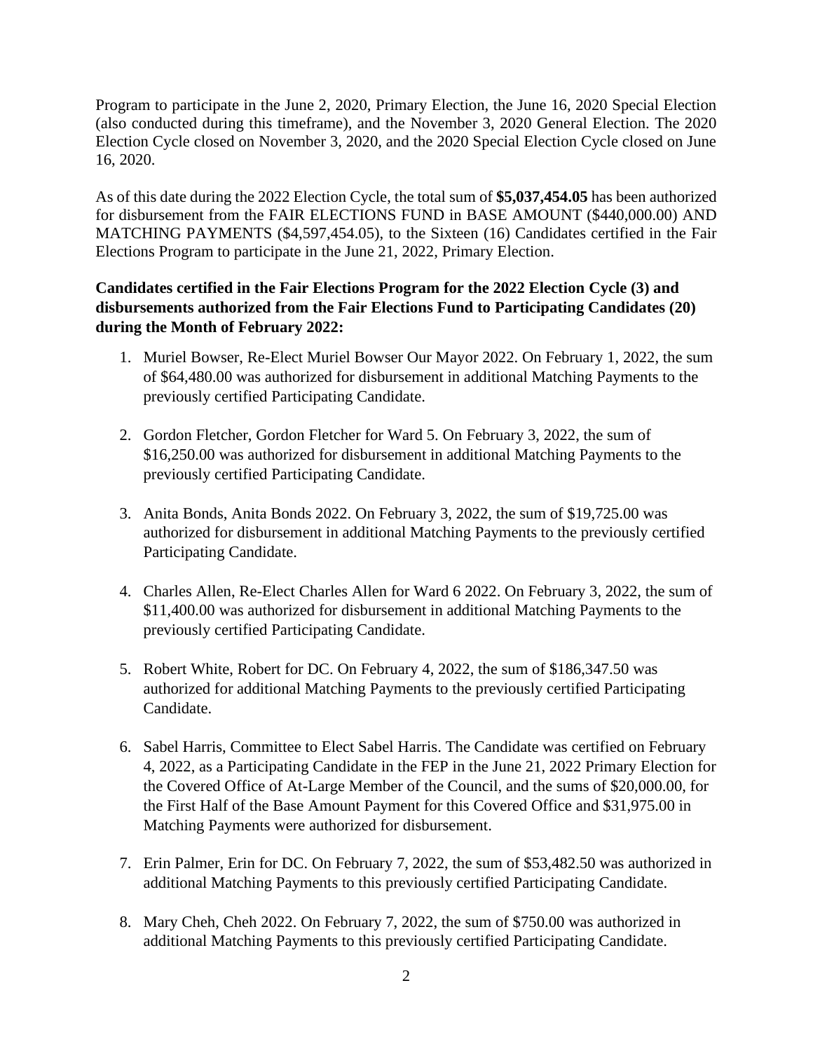Program to participate in the June 2, 2020, Primary Election, the June 16, 2020 Special Election (also conducted during this timeframe), and the November 3, 2020 General Election. The 2020 Election Cycle closed on November 3, 2020, and the 2020 Special Election Cycle closed on June 16, 2020.

As of this date during the 2022 Election Cycle, the total sum of **$5,037,454.05** has been authorized for disbursement from the FAIR ELECTIONS FUND in BASE AMOUNT ($440,000.00) AND MATCHING PAYMENTS ($4,597,454.05), to the Sixteen (16) Candidates certified in the Fair Elections Program to participate in the June 21, 2022, Primary Election.

**Candidates certified in the Fair Elections Program for the 2022 Election Cycle (3) and disbursements authorized from the Fair Elections Fund to Participating Candidates (20) during the Month of February 2022:**

1. Muriel Bowser, Re-Elect Muriel Bowser Our Mayor 2022. On February 1, 2022, the sum of $64,480.00 was authorized for disbursement in additional Matching Payments to the previously certified Participating Candidate.

2. Gordon Fletcher, Gordon Fletcher for Ward 5. On February 3, 2022, the sum of $16,250.00 was authorized for disbursement in additional Matching Payments to the previously certified Participating Candidate.

3. Anita Bonds, Anita Bonds 2022. On February 3, 2022, the sum of $19,725.00 was authorized for disbursement in additional Matching Payments to the previously certified Participating Candidate.

4. Charles Allen, Re-Elect Charles Allen for Ward 6 2022. On February 3, 2022, the sum of $11,400.00 was authorized for disbursement in additional Matching Payments to the previously certified Participating Candidate.

5. Robert White, Robert for DC. On February 4, 2022, the sum of $186,347.50 was authorized for additional Matching Payments to the previously certified Participating Candidate.

6. Sabel Harris, Committee to Elect Sabel Harris. The Candidate was certified on February 4, 2022, as a Participating Candidate in the FEP in the June 21, 2022 Primary Election for the Covered Office of At-Large Member of the Council, and the sums of $20,000.00, for the First Half of the Base Amount Payment for this Covered Office and $31,975.00 in Matching Payments were authorized for disbursement.

7. Erin Palmer, Erin for DC. On February 7, 2022, the sum of $53,482.50 was authorized in additional Matching Payments to this previously certified Participating Candidate.

8. Mary Cheh, Cheh 2022. On February 7, 2022, the sum of $750.00 was authorized in additional Matching Payments to this previously certified Participating Candidate.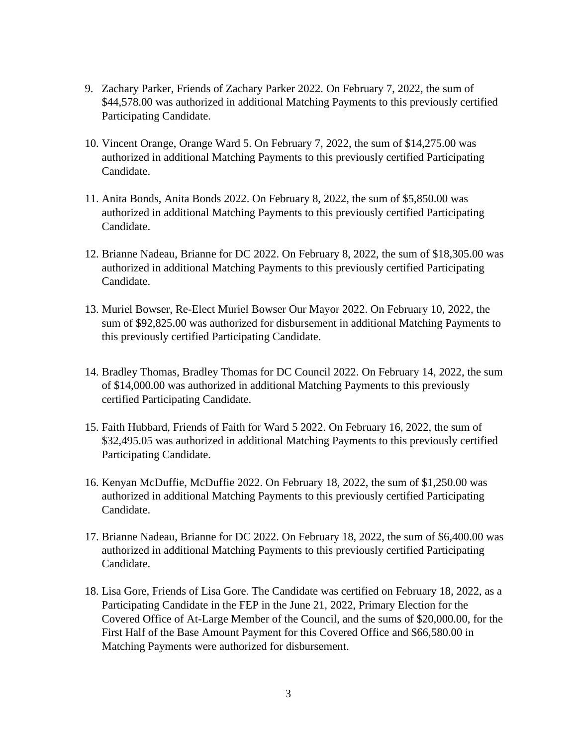9. Zachary Parker, Friends of Zachary Parker 2022. On February 7, 2022, the sum of $44,578.00 was authorized in additional Matching Payments to this previously certified Participating Candidate.

10. Vincent Orange, Orange Ward 5. On February 7, 2022, the sum of $14,275.00 was authorized in additional Matching Payments to this previously certified Participating Candidate.

11. Anita Bonds, Anita Bonds 2022. On February 8, 2022, the sum of $5,850.00 was authorized in additional Matching Payments to this previously certified Participating Candidate.

12. Brianne Nadeau, Brianne for DC 2022. On February 8, 2022, the sum of $18,305.00 was authorized in additional Matching Payments to this previously certified Participating Candidate.

13. Muriel Bowser, Re-Elect Muriel Bowser Our Mayor 2022. On February 10, 2022, the sum of $92,825.00 was authorized for disbursement in additional Matching Payments to this previously certified Participating Candidate.

14. Bradley Thomas, Bradley Thomas for DC Council 2022. On February 14, 2022, the sum of $14,000.00 was authorized in additional Matching Payments to this previously certified Participating Candidate.

15. Faith Hubbard, Friends of Faith for Ward 5 2022. On February 16, 2022, the sum of $32,495.05 was authorized in additional Matching Payments to this previously certified Participating Candidate.

16. Kenyan McDuffie, McDuffie 2022. On February 18, 2022, the sum of $1,250.00 was authorized in additional Matching Payments to this previously certified Participating Candidate.

17. Brianne Nadeau, Brianne for DC 2022. On February 18, 2022, the sum of $6,400.00 was authorized in additional Matching Payments to this previously certified Participating Candidate.

18. Lisa Gore, Friends of Lisa Gore. The Candidate was certified on February 18, 2022, as a Participating Candidate in the FEP in the June 21, 2022, Primary Election for the Covered Office of At-Large Member of the Council, and the sums of $20,000.00, for the First Half of the Base Amount Payment for this Covered Office and $66,580.00 in Matching Payments were authorized for disbursement.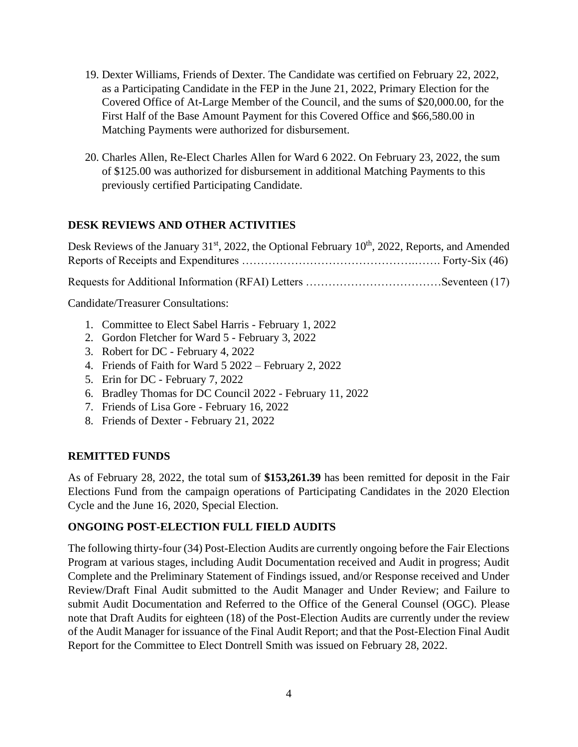19. Dexter Williams, Friends of Dexter. The Candidate was certified on February 22, 2022, as a Participating Candidate in the FEP in the June 21, 2022, Primary Election for the Covered Office of At-Large Member of the Council, and the sums of $20,000.00, for the First Half of the Base Amount Payment for this Covered Office and $66,580.00 in Matching Payments were authorized for disbursement.

20. Charles Allen, Re-Elect Charles Allen for Ward 6 2022. On February 23, 2022, the sum of $125.00 was authorized for disbursement in additional Matching Payments to this previously certified Participating Candidate.

## DESK REVIEWS AND OTHER ACTIVITIES

Desk Reviews of the January 31st, 2022, the Optional February 10th, 2022, Reports, and Amended Reports of Receipts and Expenditures ………………………………………….……. Forty-Six (46)

Requests for Additional Information (RFAI) Letters ………………………………Seventeen (17)

Candidate/Treasurer Consultations:

1. Committee to Elect Sabel Harris - February 1, 2022
2. Gordon Fletcher for Ward 5 - February 3, 2022
3. Robert for DC - February 4, 2022
4. Friends of Faith for Ward 5 2022 – February 2, 2022
5. Erin for DC - February 7, 2022
6. Bradley Thomas for DC Council 2022 - February 11, 2022
7. Friends of Lisa Gore - February 16, 2022
8. Friends of Dexter - February 21, 2022

## REMITTED FUNDS

As of February 28, 2022, the total sum of **$153,261.39** has been remitted for deposit in the Fair Elections Fund from the campaign operations of Participating Candidates in the 2020 Election Cycle and the June 16, 2020, Special Election.

## ONGOING POST-ELECTION FULL FIELD AUDITS

The following thirty-four (34) Post-Election Audits are currently ongoing before the Fair Elections Program at various stages, including Audit Documentation received and Audit in progress; Audit Complete and the Preliminary Statement of Findings issued, and/or Response received and Under Review/Draft Final Audit submitted to the Audit Manager and Under Review; and Failure to submit Audit Documentation and Referred to the Office of the General Counsel (OGC). Please note that Draft Audits for eighteen (18) of the Post-Election Audits are currently under the review of the Audit Manager for issuance of the Final Audit Report; and that the Post-Election Final Audit Report for the Committee to Elect Dontrell Smith was issued on February 28, 2022.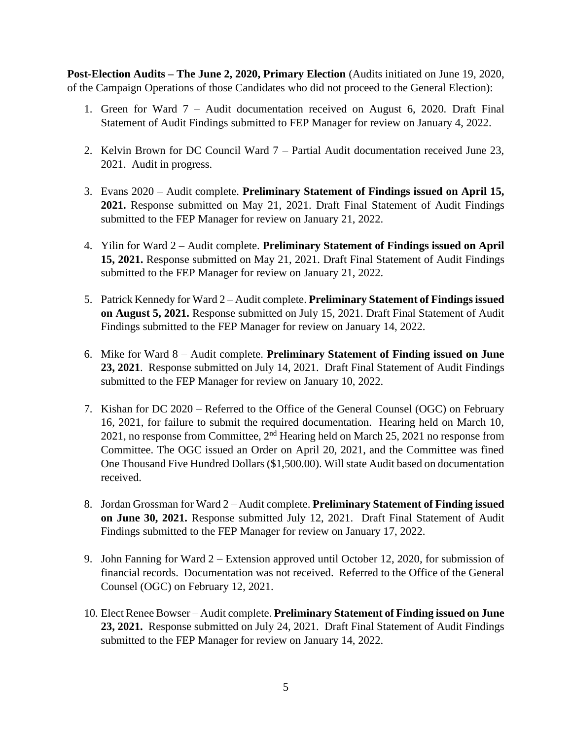**Post-Election Audits – The June 2, 2020, Primary Election** (Audits initiated on June 19, 2020, of the Campaign Operations of those Candidates who did not proceed to the General Election):

1. Green for Ward 7 – Audit documentation received on August 6, 2020. Draft Final Statement of Audit Findings submitted to FEP Manager for review on January 4, 2022.

2. Kelvin Brown for DC Council Ward 7 – Partial Audit documentation received June 23, 2021. Audit in progress.

3. Evans 2020 – Audit complete. **Preliminary Statement of Findings issued on April 15, 2021.** Response submitted on May 21, 2021. Draft Final Statement of Audit Findings submitted to the FEP Manager for review on January 21, 2022.

4. Yilin for Ward 2 – Audit complete. **Preliminary Statement of Findings issued on April 15, 2021.** Response submitted on May 21, 2021. Draft Final Statement of Audit Findings submitted to the FEP Manager for review on January 21, 2022.

5. Patrick Kennedy for Ward 2 – Audit complete. **Preliminary Statement of Findings issued on August 5, 2021.** Response submitted on July 15, 2021. Draft Final Statement of Audit Findings submitted to the FEP Manager for review on January 14, 2022.

6. Mike for Ward 8 – Audit complete. **Preliminary Statement of Finding issued on June 23, 2021**. Response submitted on July 14, 2021. Draft Final Statement of Audit Findings submitted to the FEP Manager for review on January 10, 2022.

7. Kishan for DC 2020 – Referred to the Office of the General Counsel (OGC) on February 16, 2021, for failure to submit the required documentation. Hearing held on March 10, 2021, no response from Committee, 2nd Hearing held on March 25, 2021 no response from Committee. The OGC issued an Order on April 20, 2021, and the Committee was fined One Thousand Five Hundred Dollars ($1,500.00). Will state Audit based on documentation received.

8. Jordan Grossman for Ward 2 – Audit complete. **Preliminary Statement of Finding issued on June 30, 2021.** Response submitted July 12, 2021. Draft Final Statement of Audit Findings submitted to the FEP Manager for review on January 17, 2022.

9. John Fanning for Ward 2 – Extension approved until October 12, 2020, for submission of financial records. Documentation was not received. Referred to the Office of the General Counsel (OGC) on February 12, 2021.

10. Elect Renee Bowser – Audit complete. **Preliminary Statement of Finding issued on June 23, 2021.** Response submitted on July 24, 2021. Draft Final Statement of Audit Findings submitted to the FEP Manager for review on January 14, 2022.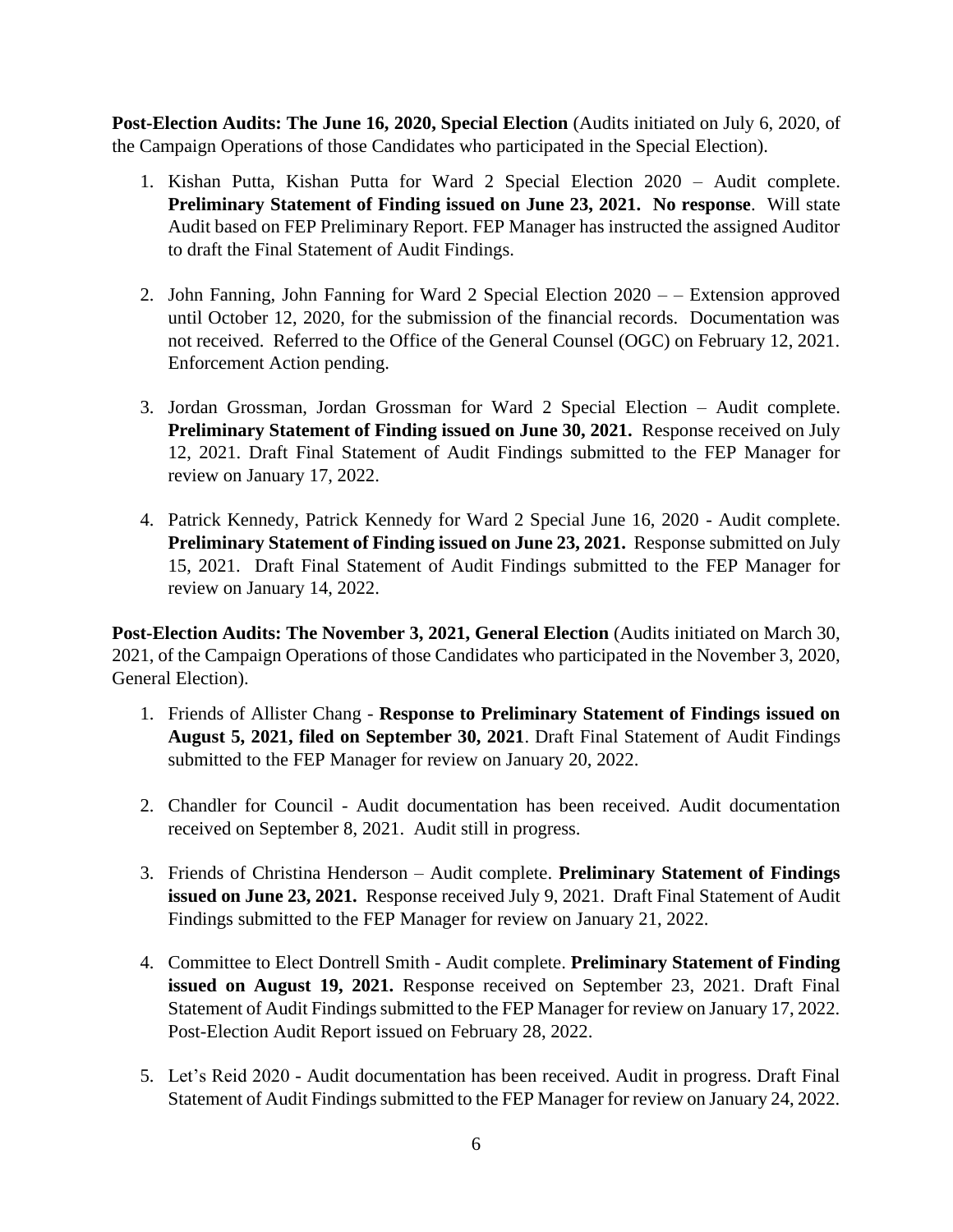**Post-Election Audits: The June 16, 2020, Special Election** (Audits initiated on July 6, 2020, of the Campaign Operations of those Candidates who participated in the Special Election).

1. Kishan Putta, Kishan Putta for Ward 2 Special Election 2020 – Audit complete. **Preliminary Statement of Finding issued on June 23, 2021. No response**. Will state Audit based on FEP Preliminary Report. FEP Manager has instructed the assigned Auditor to draft the Final Statement of Audit Findings.

2. John Fanning, John Fanning for Ward 2 Special Election 2020 – – Extension approved until October 12, 2020, for the submission of the financial records. Documentation was not received. Referred to the Office of the General Counsel (OGC) on February 12, 2021. Enforcement Action pending.

3. Jordan Grossman, Jordan Grossman for Ward 2 Special Election – Audit complete. **Preliminary Statement of Finding issued on June 30, 2021.** Response received on July 12, 2021. Draft Final Statement of Audit Findings submitted to the FEP Manager for review on January 17, 2022.

4. Patrick Kennedy, Patrick Kennedy for Ward 2 Special June 16, 2020 - Audit complete. **Preliminary Statement of Finding issued on June 23, 2021.** Response submitted on July 15, 2021. Draft Final Statement of Audit Findings submitted to the FEP Manager for review on January 14, 2022.

**Post-Election Audits: The November 3, 2021, General Election** (Audits initiated on March 30, 2021, of the Campaign Operations of those Candidates who participated in the November 3, 2020, General Election).

1. Friends of Allister Chang - **Response to Preliminary Statement of Findings issued on August 5, 2021, filed on September 30, 2021**. Draft Final Statement of Audit Findings submitted to the FEP Manager for review on January 20, 2022.

2. Chandler for Council - Audit documentation has been received. Audit documentation received on September 8, 2021. Audit still in progress.

3. Friends of Christina Henderson – Audit complete. **Preliminary Statement of Findings issued on June 23, 2021.** Response received July 9, 2021. Draft Final Statement of Audit Findings submitted to the FEP Manager for review on January 21, 2022.

4. Committee to Elect Dontrell Smith - Audit complete. **Preliminary Statement of Finding issued on August 19, 2021.** Response received on September 23, 2021. Draft Final Statement of Audit Findings submitted to the FEP Manager for review on January 17, 2022. Post-Election Audit Report issued on February 28, 2022.

5. Let's Reid 2020 - Audit documentation has been received. Audit in progress. Draft Final Statement of Audit Findings submitted to the FEP Manager for review on January 24, 2022.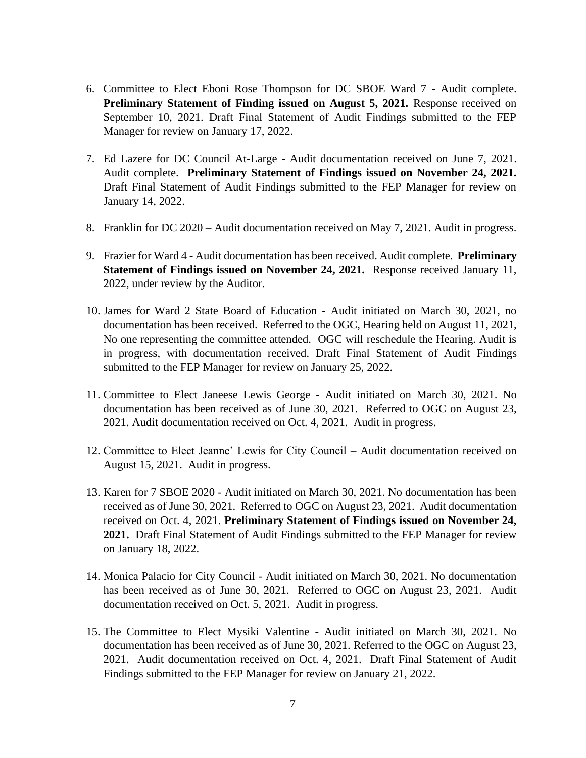6. Committee to Elect Eboni Rose Thompson for DC SBOE Ward 7 - Audit complete. **Preliminary Statement of Finding issued on August 5, 2021.** Response received on September 10, 2021. Draft Final Statement of Audit Findings submitted to the FEP Manager for review on January 17, 2022.

7. Ed Lazere for DC Council At-Large - Audit documentation received on June 7, 2021. Audit complete. **Preliminary Statement of Findings issued on November 24, 2021.** Draft Final Statement of Audit Findings submitted to the FEP Manager for review on January 14, 2022.

8. Franklin for DC 2020 – Audit documentation received on May 7, 2021. Audit in progress.

9. Frazier for Ward 4 - Audit documentation has been received. Audit complete. **Preliminary Statement of Findings issued on November 24, 2021.** Response received January 11, 2022, under review by the Auditor.

10. James for Ward 2 State Board of Education - Audit initiated on March 30, 2021, no documentation has been received. Referred to the OGC, Hearing held on August 11, 2021, No one representing the committee attended. OGC will reschedule the Hearing. Audit is in progress, with documentation received. Draft Final Statement of Audit Findings submitted to the FEP Manager for review on January 25, 2022.

11. Committee to Elect Janeese Lewis George - Audit initiated on March 30, 2021. No documentation has been received as of June 30, 2021. Referred to OGC on August 23, 2021. Audit documentation received on Oct. 4, 2021. Audit in progress.

12. Committee to Elect Jeanne' Lewis for City Council – Audit documentation received on August 15, 2021. Audit in progress.

13. Karen for 7 SBOE 2020 - Audit initiated on March 30, 2021. No documentation has been received as of June 30, 2021. Referred to OGC on August 23, 2021. Audit documentation received on Oct. 4, 2021. **Preliminary Statement of Findings issued on November 24, 2021.** Draft Final Statement of Audit Findings submitted to the FEP Manager for review on January 18, 2022.

14. Monica Palacio for City Council - Audit initiated on March 30, 2021. No documentation has been received as of June 30, 2021. Referred to OGC on August 23, 2021. Audit documentation received on Oct. 5, 2021. Audit in progress.

15. The Committee to Elect Mysiki Valentine - Audit initiated on March 30, 2021. No documentation has been received as of June 30, 2021. Referred to the OGC on August 23, 2021. Audit documentation received on Oct. 4, 2021. Draft Final Statement of Audit Findings submitted to the FEP Manager for review on January 21, 2022.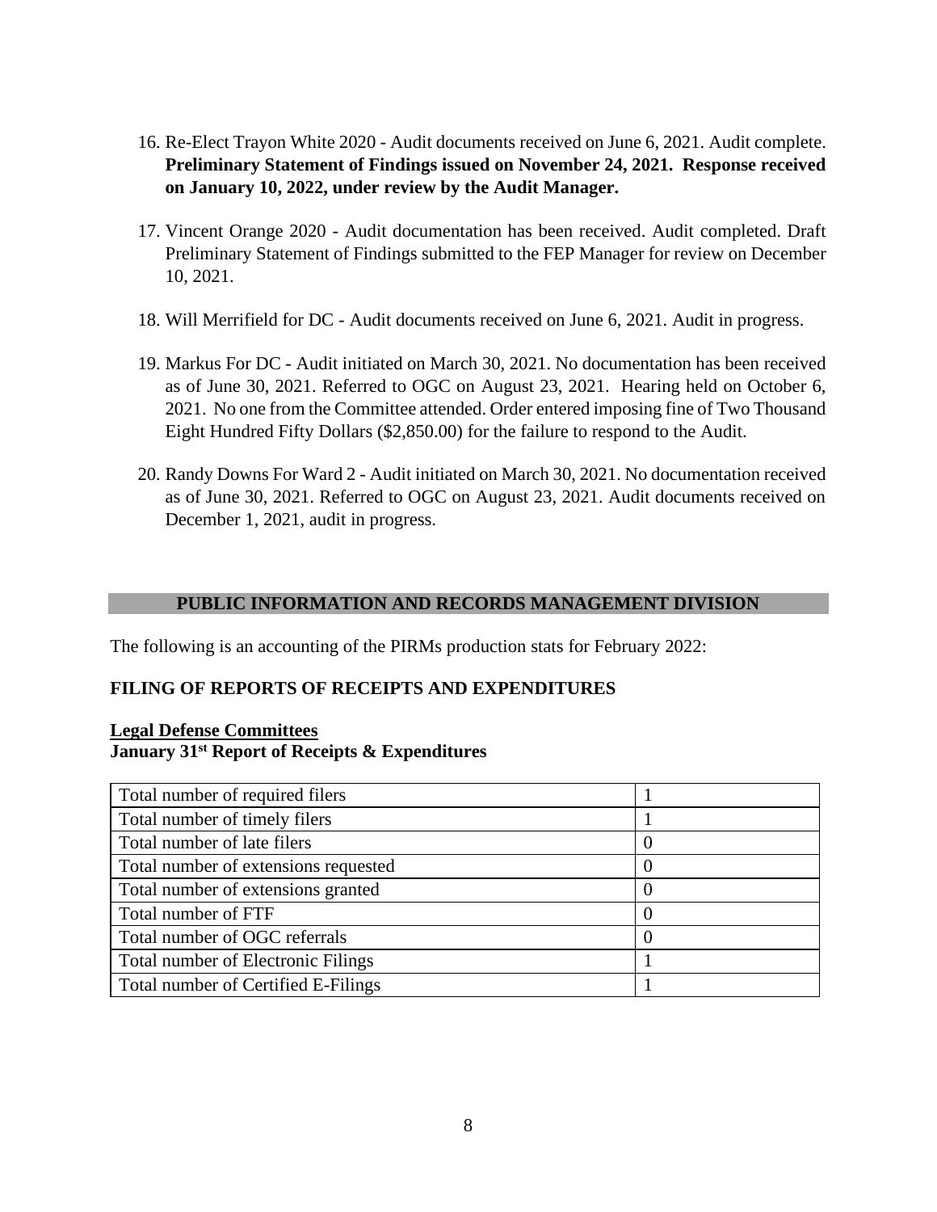16. Re-Elect Trayon White 2020 - Audit documents received on June 6, 2021. Audit complete. **Preliminary Statement of Findings issued on November 24, 2021. Response received on January 10, 2022, under review by the Audit Manager.**

17. Vincent Orange 2020 - Audit documentation has been received. Audit completed. Draft Preliminary Statement of Findings submitted to the FEP Manager for review on December 10, 2021.

18. Will Merrifield for DC - Audit documents received on June 6, 2021. Audit in progress.

19. Markus For DC - Audit initiated on March 30, 2021. No documentation has been received as of June 30, 2021. Referred to OGC on August 23, 2021. Hearing held on October 6, 2021. No one from the Committee attended. Order entered imposing fine of Two Thousand Eight Hundred Fifty Dollars ($2,850.00) for the failure to respond to the Audit.

20. Randy Downs For Ward 2 - Audit initiated on March 30, 2021. No documentation received as of June 30, 2021. Referred to OGC on August 23, 2021. Audit documents received on December 1, 2021, audit in progress.

## PUBLIC INFORMATION AND RECORDS MANAGEMENT DIVISION

The following is an accounting of the PIRMs production stats for February 2022:

### FILING OF REPORTS OF RECEIPTS AND EXPENDITURES

**Legal Defense Committees**
**January 31st Report of Receipts & Expenditures**

| | |
|---|---|
| Total number of required filers | 1 |
| Total number of timely filers | 1 |
| Total number of late filers | 0 |
| Total number of extensions requested | 0 |
| Total number of extensions granted | 0 |
| Total number of FTF | 0 |
| Total number of OGC referrals | 0 |
| Total number of Electronic Filings | 1 |
| Total number of Certified E-Filings | 1 |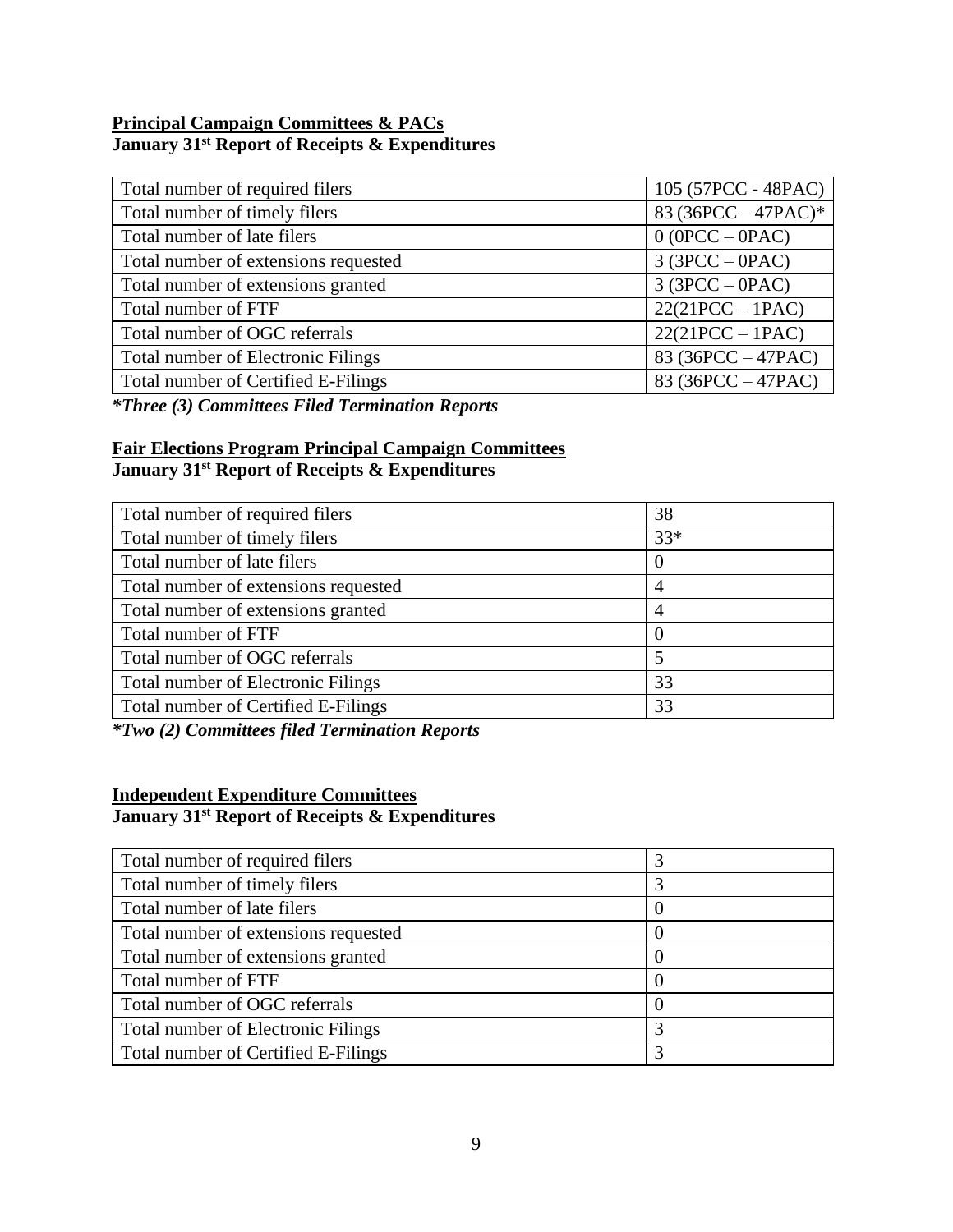**Principal Campaign Committees & PACs**
**January 31st Report of Receipts & Expenditures**

| | |
|---|---|
| Total number of required filers | 105 (57PCC - 48PAC) |
| Total number of timely filers | 83 (36PCC – 47PAC)* |
| Total number of late filers | 0 (0PCC – 0PAC) |
| Total number of extensions requested | 3 (3PCC – 0PAC) |
| Total number of extensions granted | 3 (3PCC – 0PAC) |
| Total number of FTF | 22(21PCC – 1PAC) |
| Total number of OGC referrals | 22(21PCC – 1PAC) |
| Total number of Electronic Filings | 83 (36PCC – 47PAC) |
| Total number of Certified E-Filings | 83 (36PCC – 47PAC) |

***Three (3) Committees Filed Termination Reports***

**Fair Elections Program Principal Campaign Committees**
**January 31st Report of Receipts & Expenditures**

| | |
|---|---|
| Total number of required filers | 38 |
| Total number of timely filers | 33* |
| Total number of late filers | 0 |
| Total number of extensions requested | 4 |
| Total number of extensions granted | 4 |
| Total number of FTF | 0 |
| Total number of OGC referrals | 5 |
| Total number of Electronic Filings | 33 |
| Total number of Certified E-Filings | 33 |

***Two (2) Committees filed Termination Reports***

**Independent Expenditure Committees**
**January 31st Report of Receipts & Expenditures**

| | |
|---|---|
| Total number of required filers | 3 |
| Total number of timely filers | 3 |
| Total number of late filers | 0 |
| Total number of extensions requested | 0 |
| Total number of extensions granted | 0 |
| Total number of FTF | 0 |
| Total number of OGC referrals | 0 |
| Total number of Electronic Filings | 3 |
| Total number of Certified E-Filings | 3 |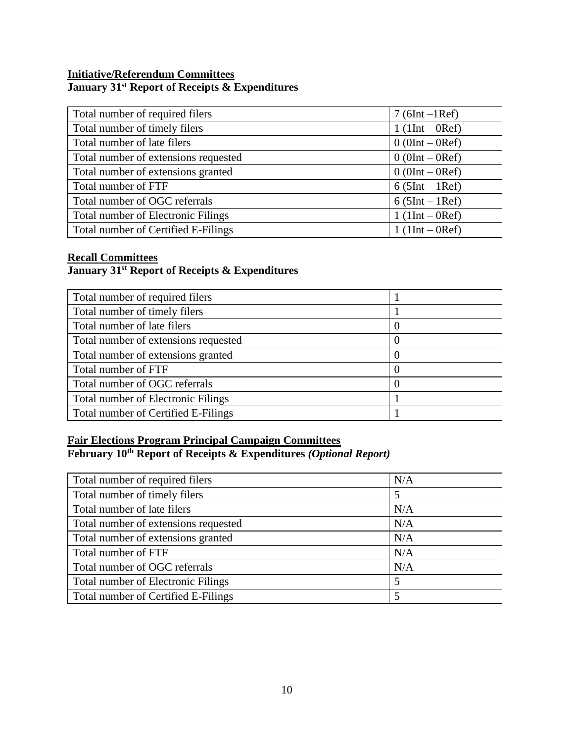**<u>Initiative/Referendum Committees</u>**
**January 31st Report of Receipts & Expenditures**

| | |
|---|---|
| Total number of required filers | 7 (6Int –1Ref) |
| Total number of timely filers | 1 (1Int – 0Ref) |
| Total number of late filers | 0 (0Int – 0Ref) |
| Total number of extensions requested | 0 (0Int – 0Ref) |
| Total number of extensions granted | 0 (0Int – 0Ref) |
| Total number of FTF | 6 (5Int – 1Ref) |
| Total number of OGC referrals | 6 (5Int – 1Ref) |
| Total number of Electronic Filings | 1 (1Int – 0Ref) |
| Total number of Certified E-Filings | 1 (1Int – 0Ref) |

**<u>Recall Committees</u>**
**January 31st Report of Receipts & Expenditures**

| | |
|---|---|
| Total number of required filers | 1 |
| Total number of timely filers | 1 |
| Total number of late filers | 0 |
| Total number of extensions requested | 0 |
| Total number of extensions granted | 0 |
| Total number of FTF | 0 |
| Total number of OGC referrals | 0 |
| Total number of Electronic Filings | 1 |
| Total number of Certified E-Filings | 1 |

**<u>Fair Elections Program Principal Campaign Committees</u>**
**February 10th Report of Receipts & Expenditures *(Optional Report)***

| | |
|---|---|
| Total number of required filers | N/A |
| Total number of timely filers | 5 |
| Total number of late filers | N/A |
| Total number of extensions requested | N/A |
| Total number of extensions granted | N/A |
| Total number of FTF | N/A |
| Total number of OGC referrals | N/A |
| Total number of Electronic Filings | 5 |
| Total number of Certified E-Filings | 5 |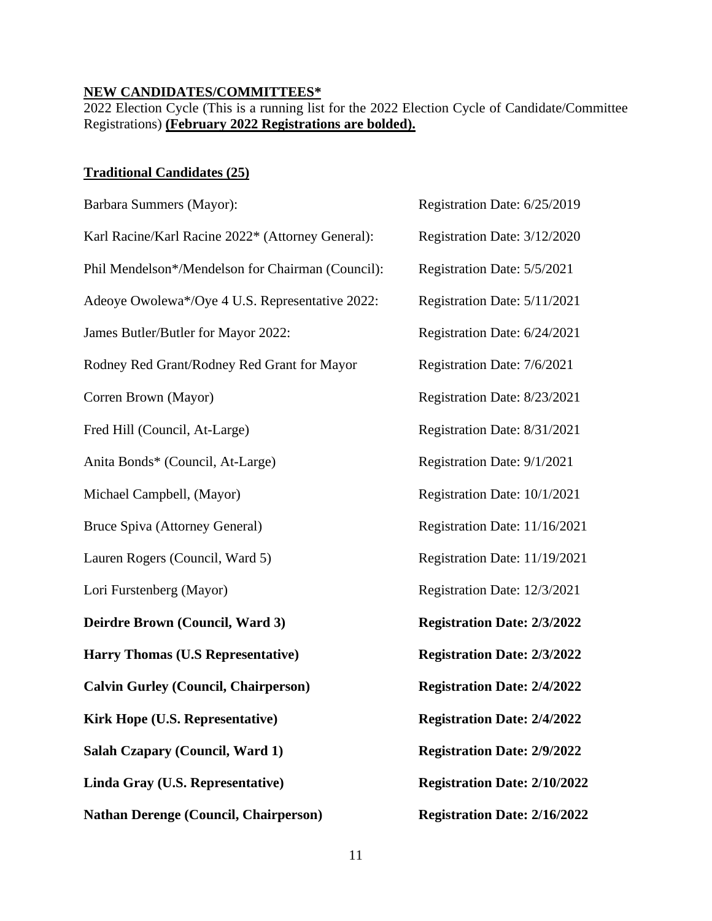**<u>NEW CANDIDATES/COMMITTEES*</u>**

2022 Election Cycle (This is a running list for the 2022 Election Cycle of Candidate/Committee Registrations) **<u>(February 2022 Registrations are bolded).</u>**

**<u>Traditional Candidates (25)</u>**

| | |
|---|---|
| Barbara Summers (Mayor): | Registration Date: 6/25/2019 |
| Karl Racine/Karl Racine 2022* (Attorney General): | Registration Date: 3/12/2020 |
| Phil Mendelson*/Mendelson for Chairman (Council): | Registration Date: 5/5/2021 |
| Adeoye Owolewa*/Oye 4 U.S. Representative 2022: | Registration Date: 5/11/2021 |
| James Butler/Butler for Mayor 2022: | Registration Date: 6/24/2021 |
| Rodney Red Grant/Rodney Red Grant for Mayor | Registration Date: 7/6/2021 |
| Corren Brown (Mayor) | Registration Date: 8/23/2021 |
| Fred Hill (Council, At-Large) | Registration Date: 8/31/2021 |
| Anita Bonds* (Council, At-Large) | Registration Date: 9/1/2021 |
| Michael Campbell, (Mayor) | Registration Date: 10/1/2021 |
| Bruce Spiva (Attorney General) | Registration Date: 11/16/2021 |
| Lauren Rogers (Council, Ward 5) | Registration Date: 11/19/2021 |
| Lori Furstenberg (Mayor) | Registration Date: 12/3/2021 |
| **Deirdre Brown (Council, Ward 3)** | **Registration Date: 2/3/2022** |
| **Harry Thomas (U.S Representative)** | **Registration Date: 2/3/2022** |
| **Calvin Gurley (Council, Chairperson)** | **Registration Date: 2/4/2022** |
| **Kirk Hope (U.S. Representative)** | **Registration Date: 2/4/2022** |
| **Salah Czapary (Council, Ward 1)** | **Registration Date: 2/9/2022** |
| **Linda Gray (U.S. Representative)** | **Registration Date: 2/10/2022** |
| **Nathan Derenge (Council, Chairperson)** | **Registration Date: 2/16/2022** |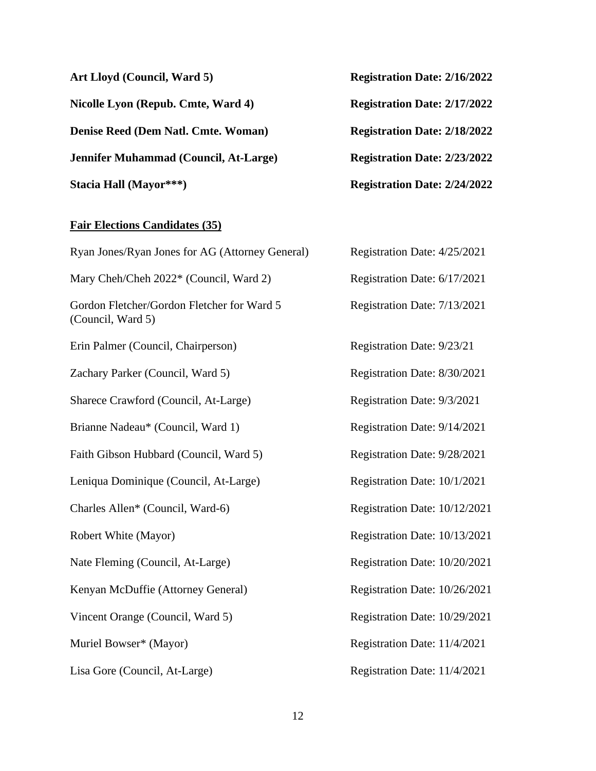| | |
|---|---|
| **Art Lloyd (Council, Ward 5)** | **Registration Date: 2/16/2022** |
| **Nicolle Lyon (Repub. Cmte, Ward 4)** | **Registration Date: 2/17/2022** |
| **Denise Reed (Dem Natl. Cmte. Woman)** | **Registration Date: 2/18/2022** |
| **Jennifer Muhammad (Council, At-Large)** | **Registration Date: 2/23/2022** |
| **Stacia Hall (Mayor***)** | **Registration Date: 2/24/2022** |

**<u>Fair Elections Candidates (35)</u>**

| | |
|---|---|
| Ryan Jones/Ryan Jones for AG (Attorney General) | Registration Date: 4/25/2021 |
| Mary Cheh/Cheh 2022* (Council, Ward 2) | Registration Date: 6/17/2021 |
| Gordon Fletcher/Gordon Fletcher for Ward 5 (Council, Ward 5) | Registration Date: 7/13/2021 |
| Erin Palmer (Council, Chairperson) | Registration Date: 9/23/21 |
| Zachary Parker (Council, Ward 5) | Registration Date: 8/30/2021 |
| Sharece Crawford (Council, At-Large) | Registration Date: 9/3/2021 |
| Brianne Nadeau* (Council, Ward 1) | Registration Date: 9/14/2021 |
| Faith Gibson Hubbard (Council, Ward 5) | Registration Date: 9/28/2021 |
| Leniqua Dominique (Council, At-Large) | Registration Date: 10/1/2021 |
| Charles Allen* (Council, Ward-6) | Registration Date: 10/12/2021 |
| Robert White (Mayor) | Registration Date: 10/13/2021 |
| Nate Fleming (Council, At-Large) | Registration Date: 10/20/2021 |
| Kenyan McDuffie (Attorney General) | Registration Date: 10/26/2021 |
| Vincent Orange (Council, Ward 5) | Registration Date: 10/29/2021 |
| Muriel Bowser* (Mayor) | Registration Date: 11/4/2021 |
| Lisa Gore (Council, At-Large) | Registration Date: 11/4/2021 |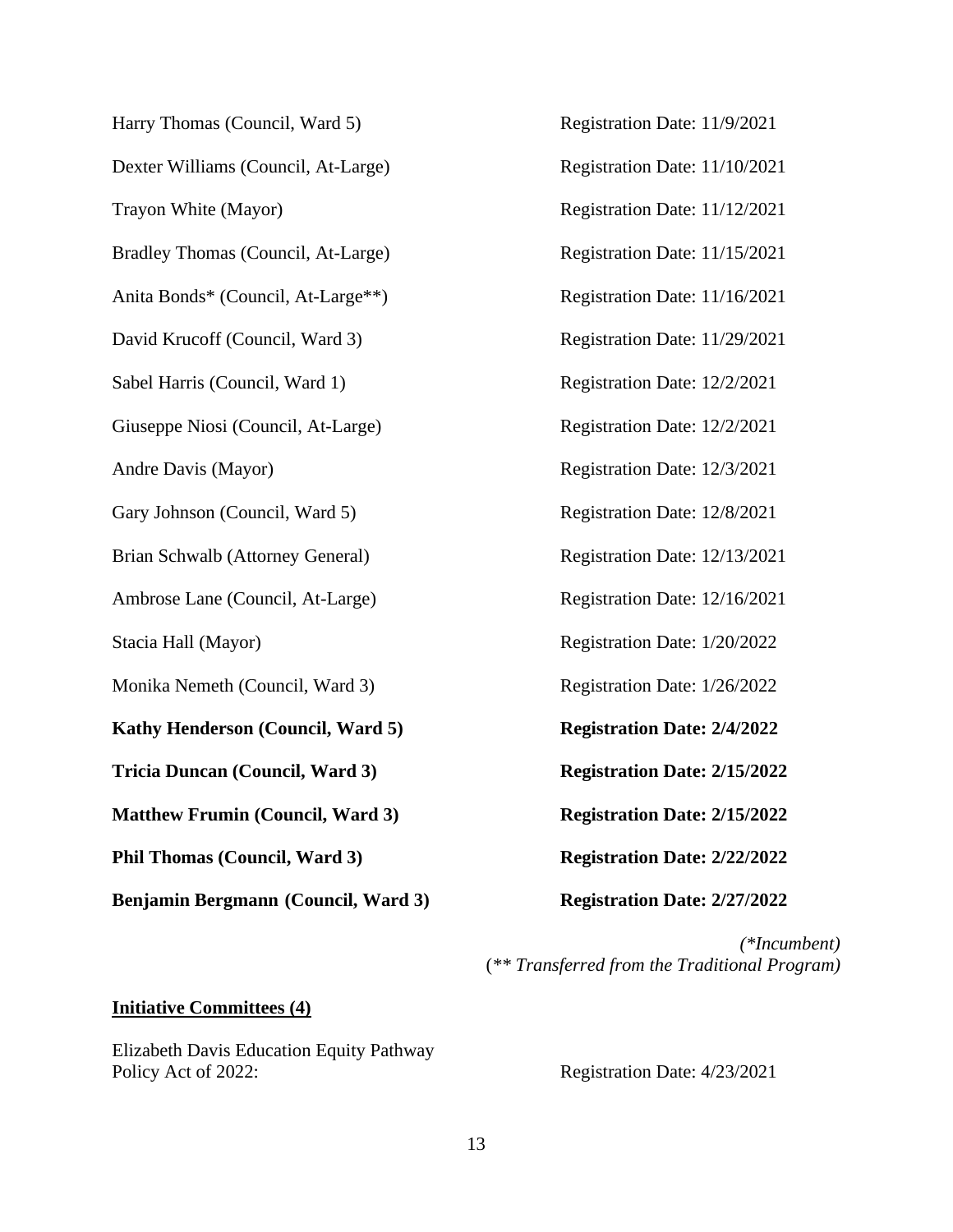Harry Thomas (Council, Ward 5) Registration Date: 11/9/2021

Dexter Williams (Council, At-Large) Registration Date: 11/10/2021

Trayon White (Mayor) Registration Date: 11/12/2021

Bradley Thomas (Council, At-Large) Registration Date: 11/15/2021

Anita Bonds* (Council, At-Large**) Registration Date: 11/16/2021

David Krucoff (Council, Ward 3) Registration Date: 11/29/2021

Sabel Harris (Council, Ward 1) Registration Date: 12/2/2021

Giuseppe Niosi (Council, At-Large) Registration Date: 12/2/2021

Andre Davis (Mayor) Registration Date: 12/3/2021

Gary Johnson (Council, Ward 5) Registration Date: 12/8/2021

Brian Schwalb (Attorney General) Registration Date: 12/13/2021

Ambrose Lane (Council, At-Large) Registration Date: 12/16/2021

Stacia Hall (Mayor) Registration Date: 1/20/2022

Monika Nemeth (Council, Ward 3) Registration Date: 1/26/2022

**Kathy Henderson (Council, Ward 5) Registration Date: 2/4/2022**

**Tricia Duncan (Council, Ward 3) Registration Date: 2/15/2022**

**Matthew Frumin (Council, Ward 3) Registration Date: 2/15/2022**

**Phil Thomas (Council, Ward 3) Registration Date: 2/22/2022**

**Benjamin Bergmann (Council, Ward 3) Registration Date: 2/27/2022**

*(*Incumbent)*
*(** Transferred from the Traditional Program)*

**Initiative Committees (4)**

Elizabeth Davis Education Equity Pathway Policy Act of 2022: Registration Date: 4/23/2021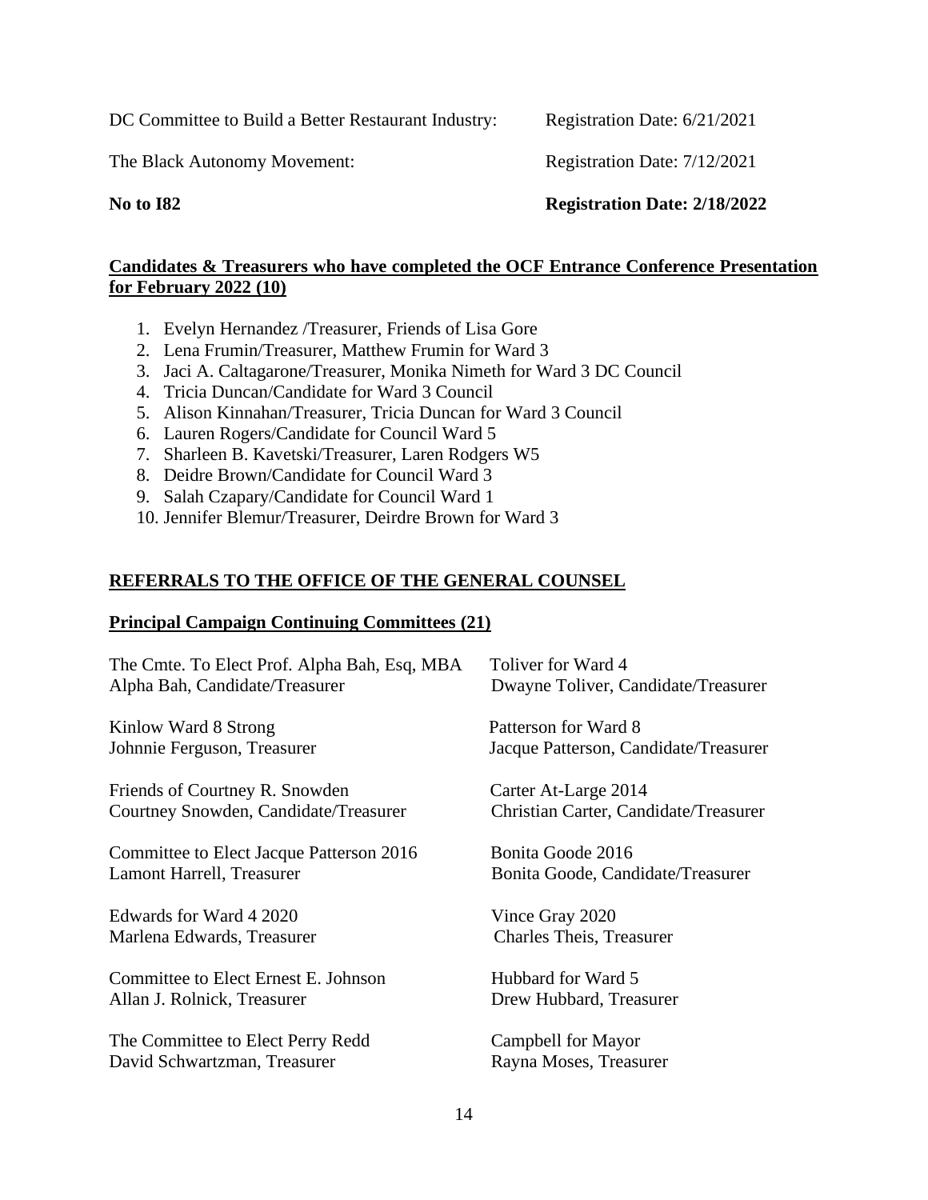DC Committee to Build a Better Restaurant Industry: Registration Date: 6/21/2021

The Black Autonomy Movement: Registration Date: 7/12/2021

**No to I82 Registration Date: 2/18/2022**

## Candidates & Treasurers who have completed the OCF Entrance Conference Presentation for February 2022 (10)

1. Evelyn Hernandez /Treasurer, Friends of Lisa Gore
2. Lena Frumin/Treasurer, Matthew Frumin for Ward 3
3. Jaci A. Caltagarone/Treasurer, Monika Nimeth for Ward 3 DC Council
4. Tricia Duncan/Candidate for Ward 3 Council
5. Alison Kinnahan/Treasurer, Tricia Duncan for Ward 3 Council
6. Lauren Rogers/Candidate for Council Ward 5
7. Sharleen B. Kavetski/Treasurer, Laren Rodgers W5
8. Deidre Brown/Candidate for Council Ward 3
9. Salah Czapary/Candidate for Council Ward 1
10. Jennifer Blemur/Treasurer, Deirdre Brown for Ward 3

## REFERRALS TO THE OFFICE OF THE GENERAL COUNSEL

### Principal Campaign Continuing Committees (21)

The Cmte. To Elect Prof. Alpha Bah, Esq, MBA
Alpha Bah, Candidate/Treasurer

Toliver for Ward 4
Dwayne Toliver, Candidate/Treasurer

Kinlow Ward 8 Strong
Johnnie Ferguson, Treasurer

Patterson for Ward 8
Jacque Patterson, Candidate/Treasurer

Friends of Courtney R. Snowden
Courtney Snowden, Candidate/Treasurer

Carter At-Large 2014
Christian Carter, Candidate/Treasurer

Committee to Elect Jacque Patterson 2016
Lamont Harrell, Treasurer

Bonita Goode 2016
Bonita Goode, Candidate/Treasurer

Edwards for Ward 4 2020
Marlena Edwards, Treasurer

Vince Gray 2020
Charles Theis, Treasurer

Committee to Elect Ernest E. Johnson
Allan J. Rolnick, Treasurer

Hubbard for Ward 5
Drew Hubbard, Treasurer

The Committee to Elect Perry Redd
David Schwartzman, Treasurer

Campbell for Mayor
Rayna Moses, Treasurer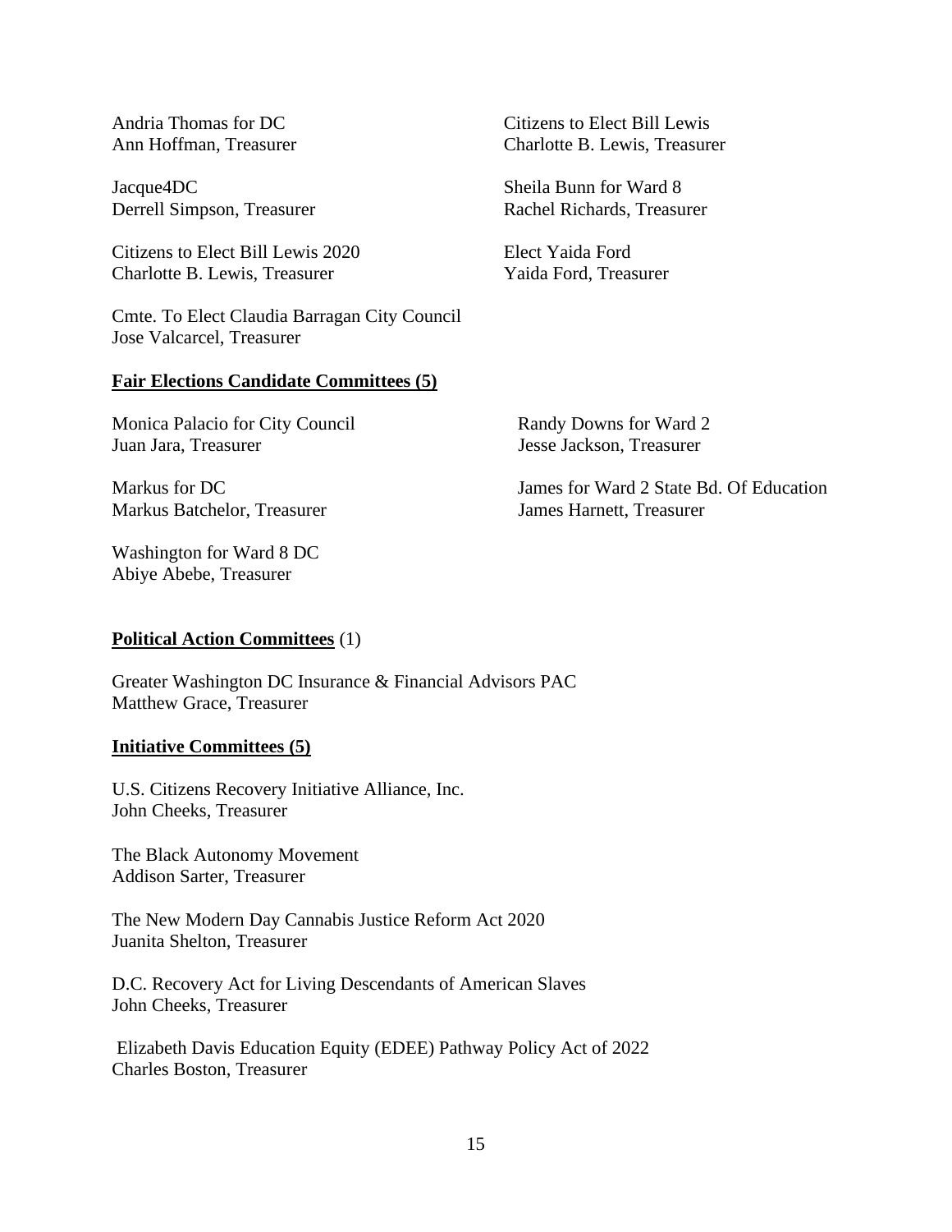Andria Thomas for DC
Ann Hoffman, Treasurer

Jacque4DC
Derrell Simpson, Treasurer

Citizens to Elect Bill Lewis 2020
Charlotte B. Lewis, Treasurer

Cmte. To Elect Claudia Barragan City Council
Jose Valcarcel, Treasurer

Citizens to Elect Bill Lewis
Charlotte B. Lewis, Treasurer

Sheila Bunn for Ward 8
Rachel Richards, Treasurer

Elect Yaida Ford
Yaida Ford, Treasurer

**Fair Elections Candidate Committees (5)**

Monica Palacio for City Council
Juan Jara, Treasurer

Markus for DC
Markus Batchelor, Treasurer

Washington for Ward 8 DC
Abiye Abebe, Treasurer

Randy Downs for Ward 2
Jesse Jackson, Treasurer

James for Ward 2 State Bd. Of Education
James Harnett, Treasurer

**Political Action Committees** (1)

Greater Washington DC Insurance & Financial Advisors PAC
Matthew Grace, Treasurer

**Initiative Committees (5)**

U.S. Citizens Recovery Initiative Alliance, Inc.
John Cheeks, Treasurer

The Black Autonomy Movement
Addison Sarter, Treasurer

The New Modern Day Cannabis Justice Reform Act 2020
Juanita Shelton, Treasurer

D.C. Recovery Act for Living Descendants of American Slaves
John Cheeks, Treasurer

Elizabeth Davis Education Equity (EDEE) Pathway Policy Act of 2022
Charles Boston, Treasurer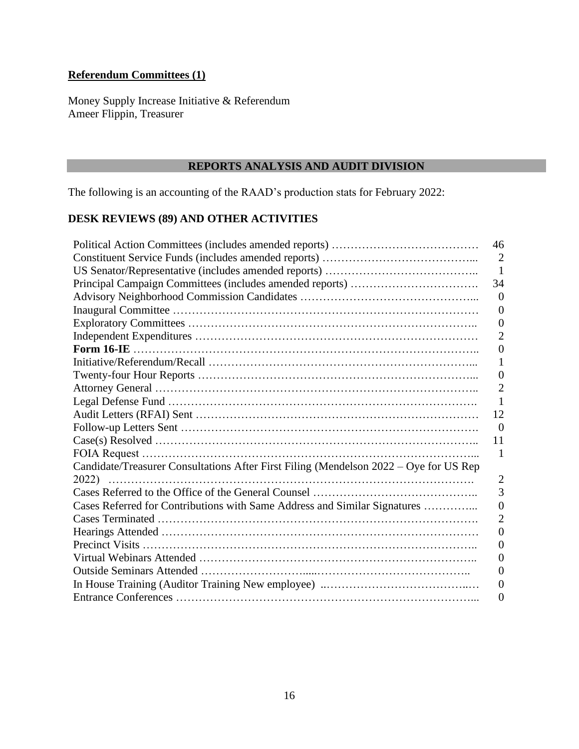**Referendum Committees (1)**

Money Supply Increase Initiative & Referendum
Ameer Flippin, Treasurer

## REPORTS ANALYSIS AND AUDIT DIVISION

The following is an accounting of the RAAD's production stats for February 2022:

### DESK REVIEWS (89) AND OTHER ACTIVITIES

| Activity | Count |
|---|---|
| Political Action Committees (includes amended reports) | 46 |
| Constituent Service Funds (includes amended reports) | 2 |
| US Senator/Representative (includes amended reports) | 1 |
| Principal Campaign Committees (includes amended reports) | 34 |
| Advisory Neighborhood Commission Candidates | 0 |
| Inaugural Committee | 0 |
| Exploratory Committees | 0 |
| Independent Expenditures | 2 |
| **Form 16-IE** | 0 |
| Initiative/Referendum/Recall | 1 |
| Twenty-four Hour Reports | 0 |
| Attorney General | 2 |
| Legal Defense Fund | 1 |
| Audit Letters (RFAI) Sent | 12 |
| Follow-up Letters Sent | 0 |
| Case(s) Resolved | 11 |
| FOIA Request | 1 |
| Candidate/Treasurer Consultations After First Filing (Mendelson 2022 – Oye for US Rep 2022) | 2 |
| Cases Referred to the Office of the General Counsel | 3 |
| Cases Referred for Contributions with Same Address and Similar Signatures | 0 |
| Cases Terminated | 2 |
| Hearings Attended | 0 |
| Precinct Visits | 0 |
| Virtual Webinars Attended | 0 |
| Outside Seminars Attended | 0 |
| In House Training (Auditor Training New employee) | 0 |
| Entrance Conferences | 0 |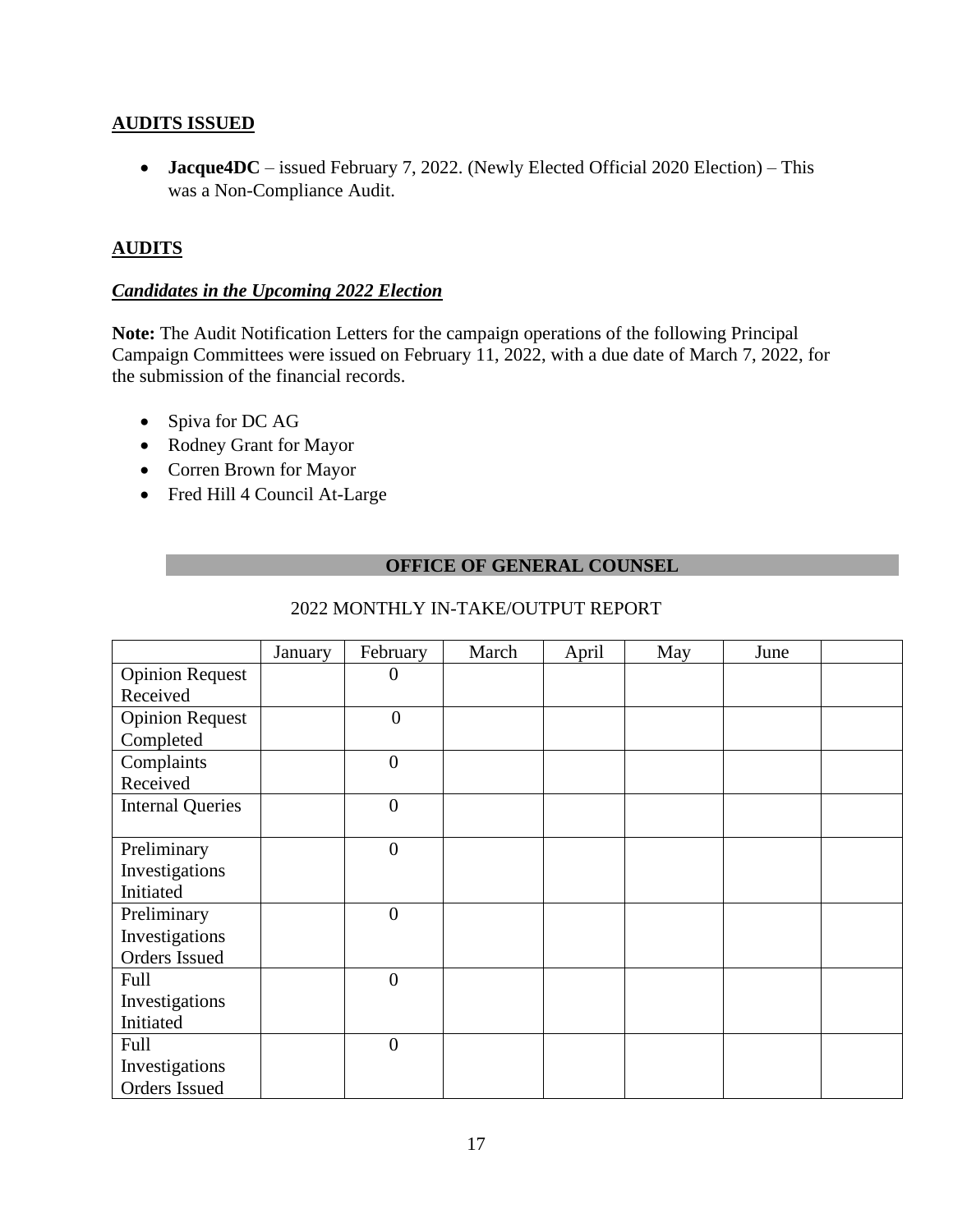## AUDITS ISSUED

- **Jacque4DC** – issued February 7, 2022. (Newly Elected Official 2020 Election) – This was a Non-Compliance Audit.

## AUDITS

### *Candidates in the Upcoming 2022 Election*

**Note:** The Audit Notification Letters for the campaign operations of the following Principal Campaign Committees were issued on February 11, 2022, with a due date of March 7, 2022, for the submission of the financial records.

- Spiva for DC AG
- Rodney Grant for Mayor
- Corren Brown for Mayor
- Fred Hill 4 Council At-Large

## OFFICE OF GENERAL COUNSEL

2022 MONTHLY IN-TAKE/OUTPUT REPORT

| | January | February | March | April | May | June | |
|---|---|---|---|---|---|---|---|
| Opinion Request Received | | 0 | | | | | |
| Opinion Request Completed | | 0 | | | | | |
| Complaints Received | | 0 | | | | | |
| Internal Queries | | 0 | | | | | |
| Preliminary Investigations Initiated | | 0 | | | | | |
| Preliminary Investigations Orders Issued | | 0 | | | | | |
| Full Investigations Initiated | | 0 | | | | | |
| Full Investigations Orders Issued | | 0 | | | | | |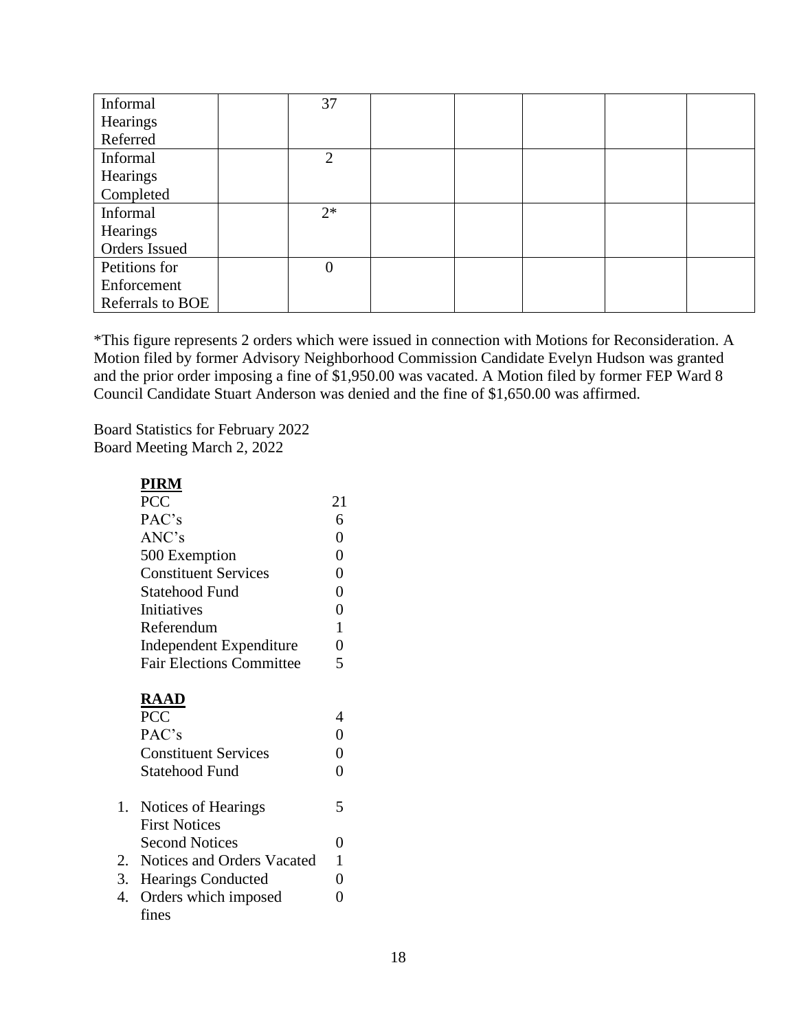| | | | | | | | |
|---|---|---|---|---|---|---|---|
| Informal Hearings Referred | | 37 | | | | | |
| Informal Hearings Completed | | 2 | | | | | |
| Informal Hearings Orders Issued | | 2* | | | | | |
| Petitions for Enforcement Referrals to BOE | | 0 | | | | | |

*This figure represents 2 orders which were issued in connection with Motions for Reconsideration. A Motion filed by former Advisory Neighborhood Commission Candidate Evelyn Hudson was granted and the prior order imposing a fine of $1,950.00 was vacated. A Motion filed by former FEP Ward 8 Council Candidate Stuart Anderson was denied and the fine of $1,650.00 was affirmed.

Board Statistics for February 2022
Board Meeting March 2, 2022

**PIRM**

| | |
|---|---|
| PCC | 21 |
| PAC's | 6 |
| ANC's | 0 |
| 500 Exemption | 0 |
| Constituent Services | 0 |
| Statehood Fund | 0 |
| Initiatives | 0 |
| Referendum | 1 |
| Independent Expenditure | 0 |
| Fair Elections Committee | 5 |

**RAAD**

| | |
|---|---|
| PCC | 4 |
| PAC's | 0 |
| Constituent Services | 0 |
| Statehood Fund | 0 |

1. Notices of Hearings First Notices 5
   Second Notices 0
2. Notices and Orders Vacated 1
3. Hearings Conducted 0
4. Orders which imposed fines 0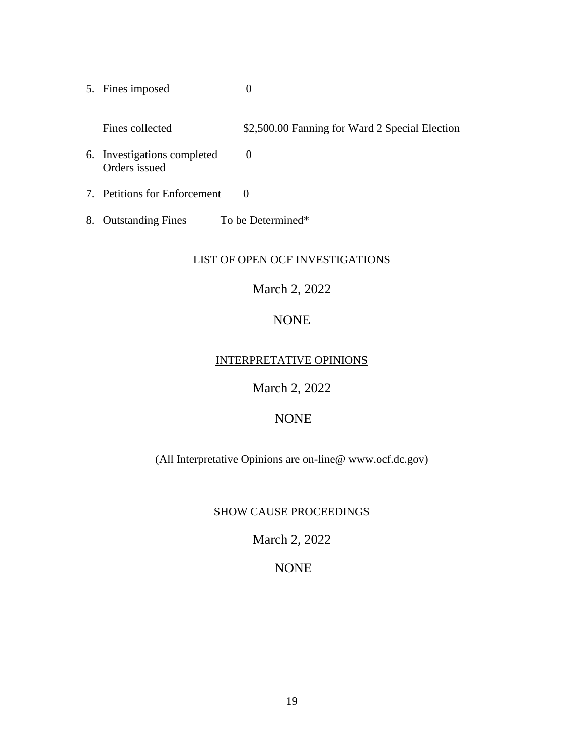5. Fines imposed 0

   Fines collected $2,500.00 Fanning for Ward 2 Special Election

6. Investigations completed 0
   Orders issued

7. Petitions for Enforcement 0

8. Outstanding Fines To be Determined*

<u>LIST OF OPEN OCF INVESTIGATIONS</u>

March 2, 2022

NONE

<u>INTERPRETATIVE OPINIONS</u>

March 2, 2022

NONE

(All Interpretative Opinions are on-line@ www.ocf.dc.gov)

<u>SHOW CAUSE PROCEEDINGS</u>

March 2, 2022

NONE